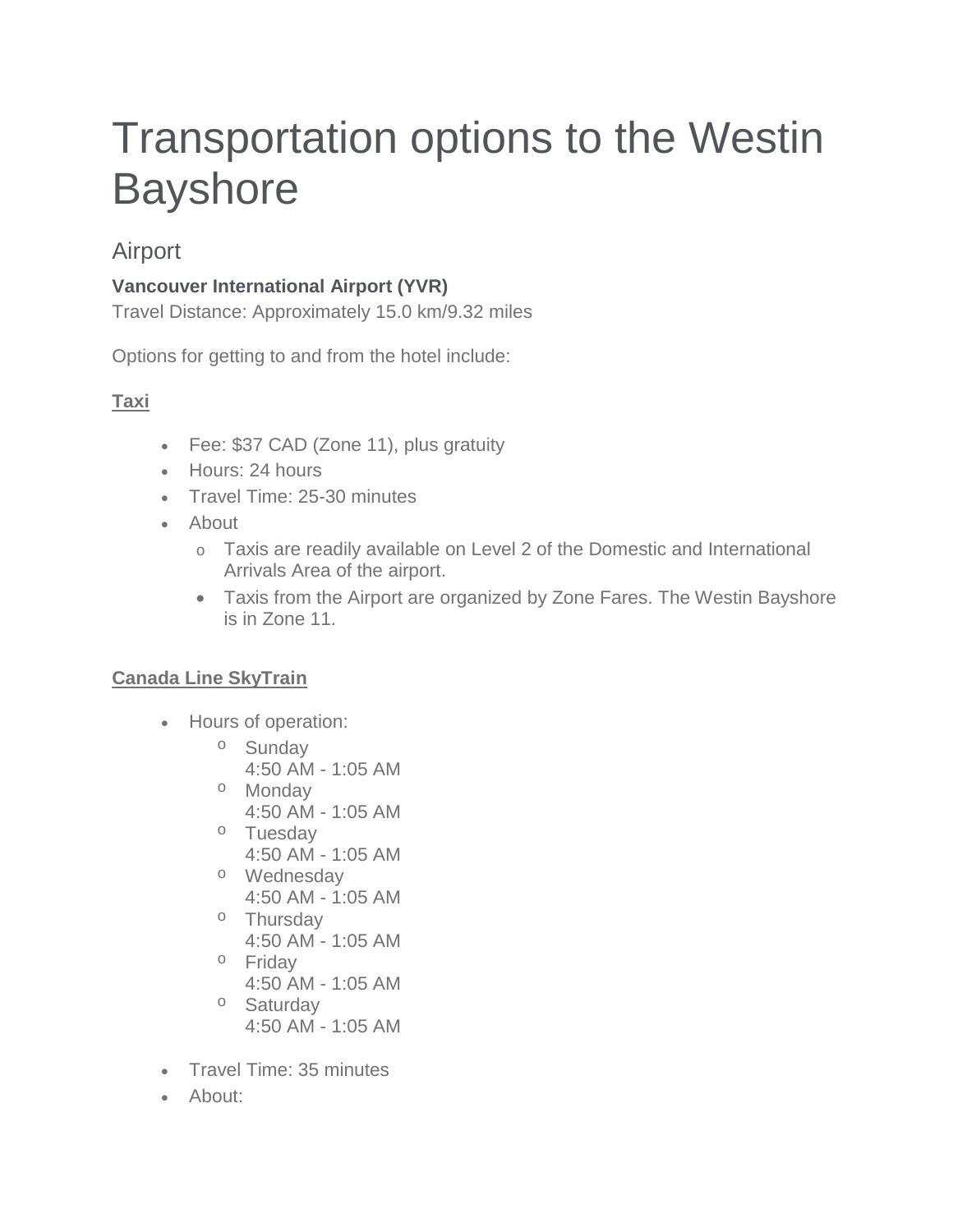# Transportation options to the Westin Bayshore

## Airport

**Vancouver International Airport (YVR)**
Travel Distance: Approximately 15.0 km/9.32 miles

Options for getting to and from the hotel include:

**Taxi**

- Fee: $37 CAD (Zone 11), plus gratuity
- Hours: 24 hours
- Travel Time: 25-30 minutes
- About
    - Taxis are readily available on Level 2 of the Domestic and International Arrivals Area of the airport.
    - Taxis from the Airport are organized by Zone Fares. The Westin Bayshore is in Zone 11.

**Canada Line SkyTrain**

- Hours of operation:
    - Sunday
      4:50 AM - 1:05 AM
    - Monday
      4:50 AM - 1:05 AM
    - Tuesday
      4:50 AM - 1:05 AM
    - Wednesday
      4:50 AM - 1:05 AM
    - Thursday
      4:50 AM - 1:05 AM
    - Friday
      4:50 AM - 1:05 AM
    - Saturday
      4:50 AM - 1:05 AM
- Travel Time: 35 minutes
- About: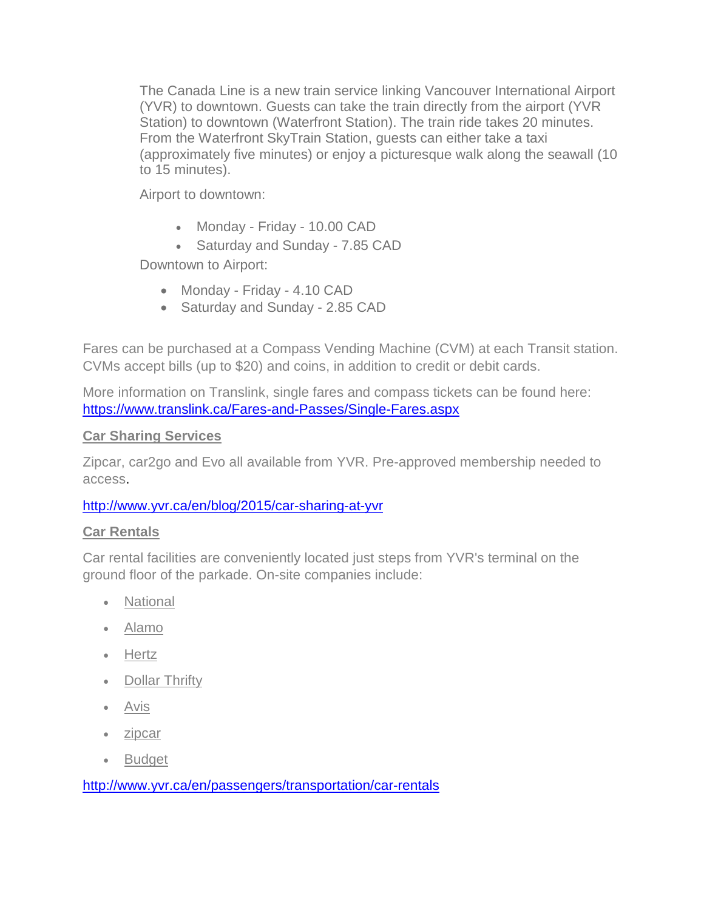The Canada Line is a new train service linking Vancouver International Airport (YVR) to downtown. Guests can take the train directly from the airport (YVR Station) to downtown (Waterfront Station). The train ride takes 20 minutes. From the Waterfront SkyTrain Station, guests can either take a taxi (approximately five minutes) or enjoy a picturesque walk along the seawall (10 to 15 minutes).

Airport to downtown:

- Monday - Friday - 10.00 CAD
- Saturday and Sunday - 7.85 CAD

Downtown to Airport:

- Monday - Friday - 4.10 CAD
- Saturday and Sunday - 2.85 CAD

Fares can be purchased at a Compass Vending Machine (CVM) at each Transit station. CVMs accept bills (up to $20) and coins, in addition to credit or debit cards.

More information on Translink, single fares and compass tickets can be found here: https://www.translink.ca/Fares-and-Passes/Single-Fares.aspx

**Car Sharing Services**

Zipcar, car2go and Evo all available from YVR. Pre-approved membership needed to access.

http://www.yvr.ca/en/blog/2015/car-sharing-at-yvr

**Car Rentals**

Car rental facilities are conveniently located just steps from YVR's terminal on the ground floor of the parkade. On-site companies include:

- National
- Alamo
- Hertz
- Dollar Thrifty
- Avis
- zipcar
- Budget

http://www.yvr.ca/en/passengers/transportation/car-rentals